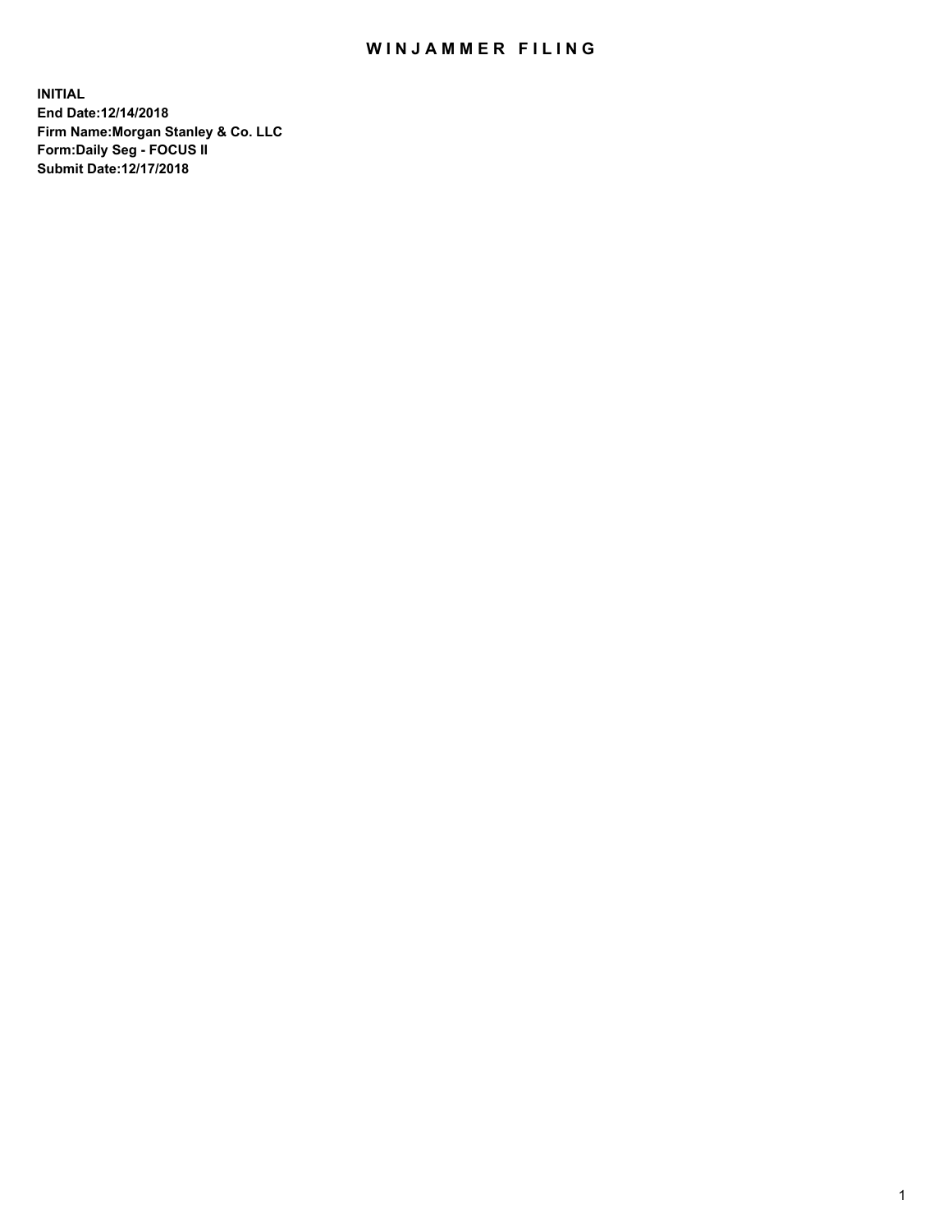# WINJAMMER FILING

**INITIAL**
**End Date:12/14/2018**
**Firm Name:Morgan Stanley & Co. LLC**
**Form:Daily Seg - FOCUS II**
**Submit Date:12/17/2018**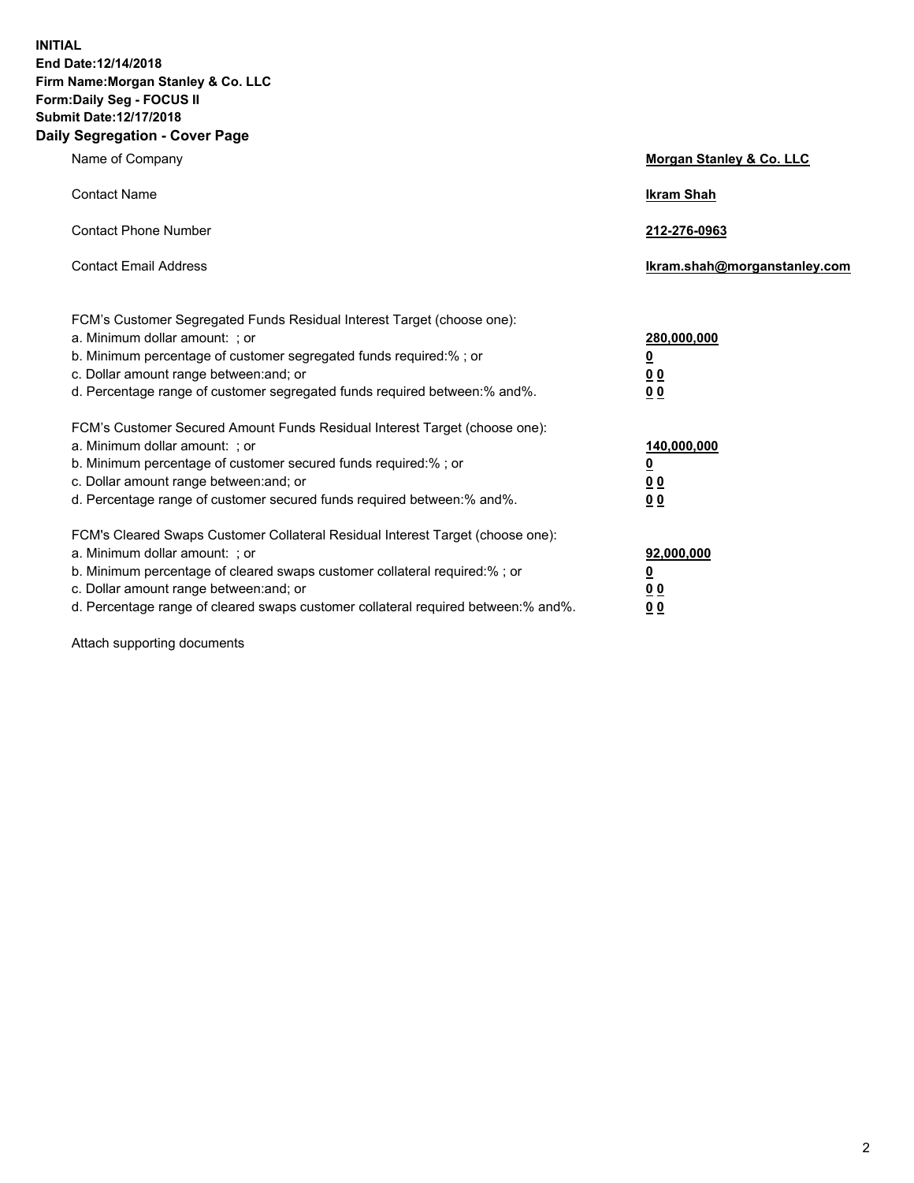**INITIAL**
**End Date:12/14/2018**
**Firm Name:Morgan Stanley & Co. LLC**
**Form:Daily Seg - FOCUS II**
**Submit Date:12/17/2018**

## Daily Segregation - Cover Page

| | |
|---|---|
| Name of Company | **Morgan Stanley & Co. LLC** |
| Contact Name | **Ikram Shah** |
| Contact Phone Number | **212-276-0963** |
| Contact Email Address | **Ikram.shah@morganstanley.com** |

| | |
|---|---|
| FCM's Customer Segregated Funds Residual Interest Target (choose one): | |
| a. Minimum dollar amount: ; or | **280,000,000** |
| b. Minimum percentage of customer segregated funds required:% ; or | **0** |
| c. Dollar amount range between:and; or | **0 0** |
| d. Percentage range of customer segregated funds required between:% and%. | **0 0** |
| FCM's Customer Secured Amount Funds Residual Interest Target (choose one): | |
| a. Minimum dollar amount: ; or | **140,000,000** |
| b. Minimum percentage of customer secured funds required:% ; or | **0** |
| c. Dollar amount range between:and; or | **0 0** |
| d. Percentage range of customer secured funds required between:% and%. | **0 0** |
| FCM's Cleared Swaps Customer Collateral Residual Interest Target (choose one): | |
| a. Minimum dollar amount: ; or | **92,000,000** |
| b. Minimum percentage of cleared swaps customer collateral required:% ; or | **0** |
| c. Dollar amount range between:and; or | **0 0** |
| d. Percentage range of cleared swaps customer collateral required between:% and%. | **0 0** |

Attach supporting documents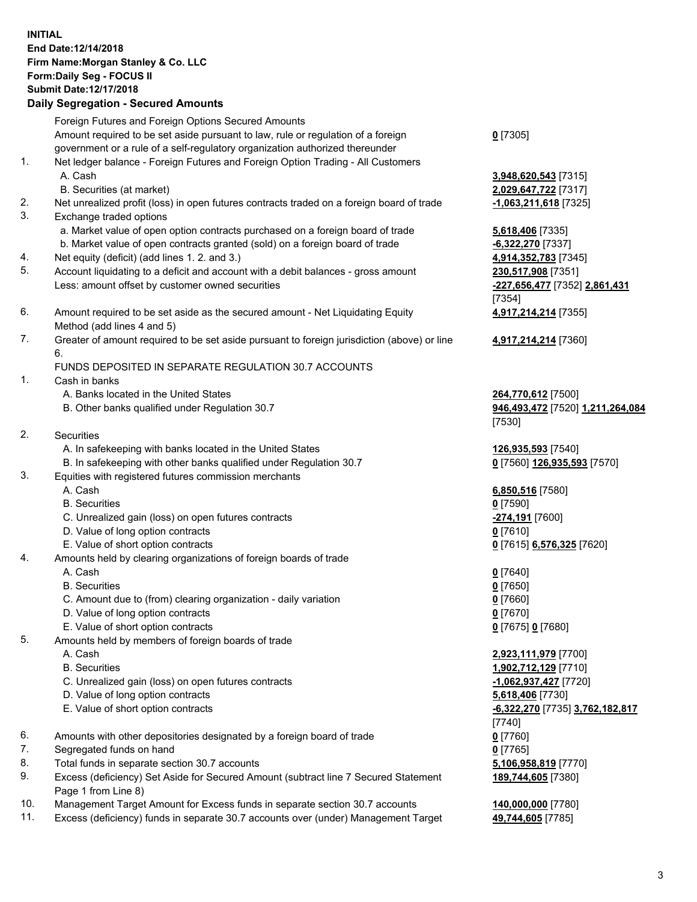**INITIAL**
**End Date:12/14/2018**
**Firm Name:Morgan Stanley & Co. LLC**
**Form:Daily Seg - FOCUS II**
**Submit Date:12/17/2018**

## Daily Segregation - Secured Amounts

| | | |
|---|---|---|
| | Foreign Futures and Foreign Options Secured Amounts | |
| | Amount required to be set aside pursuant to law, rule or regulation of a foreign government or a rule of a self-regulatory organization authorized thereunder | **0** [7305] |
| 1. | Net ledger balance - Foreign Futures and Foreign Option Trading - All Customers | |
| | A. Cash | **3,948,620,543** [7315] |
| | B. Securities (at market) | **2,029,647,722** [7317] |
| 2. | Net unrealized profit (loss) in open futures contracts traded on a foreign board of trade | **-1,063,211,618** [7325] |
| 3. | Exchange traded options | |
| | a. Market value of open option contracts purchased on a foreign board of trade | **5,618,406** [7335] |
| | b. Market value of open contracts granted (sold) on a foreign board of trade | **-6,322,270** [7337] |
| 4. | Net equity (deficit) (add lines 1. 2. and 3.) | **4,914,352,783** [7345] |
| 5. | Account liquidating to a deficit and account with a debit balances - gross amount | **230,517,908** [7351] |
| | Less: amount offset by customer owned securities | **-227,656,477** [7352] **2,861,431** [7354] |
| 6. | Amount required to be set aside as the secured amount - Net Liquidating Equity Method (add lines 4 and 5) | **4,917,214,214** [7355] |
| 7. | Greater of amount required to be set aside pursuant to foreign jurisdiction (above) or line 6. | **4,917,214,214** [7360] |
| | FUNDS DEPOSITED IN SEPARATE REGULATION 30.7 ACCOUNTS | |
| 1. | Cash in banks | |
| | A. Banks located in the United States | **264,770,612** [7500] |
| | B. Other banks qualified under Regulation 30.7 | **946,493,472** [7520] **1,211,264,084** [7530] |
| 2. | Securities | |
| | A. In safekeeping with banks located in the United States | **126,935,593** [7540] |
| | B. In safekeeping with other banks qualified under Regulation 30.7 | **0** [7560] **126,935,593** [7570] |
| 3. | Equities with registered futures commission merchants | |
| | A. Cash | **6,850,516** [7580] |
| | B. Securities | **0** [7590] |
| | C. Unrealized gain (loss) on open futures contracts | **-274,191** [7600] |
| | D. Value of long option contracts | **0** [7610] |
| | E. Value of short option contracts | **0** [7615] **6,576,325** [7620] |
| 4. | Amounts held by clearing organizations of foreign boards of trade | |
| | A. Cash | **0** [7640] |
| | B. Securities | **0** [7650] |
| | C. Amount due to (from) clearing organization - daily variation | **0** [7660] |
| | D. Value of long option contracts | **0** [7670] |
| | E. Value of short option contracts | **0** [7675] **0** [7680] |
| 5. | Amounts held by members of foreign boards of trade | |
| | A. Cash | **2,923,111,979** [7700] |
| | B. Securities | **1,902,712,129** [7710] |
| | C. Unrealized gain (loss) on open futures contracts | **-1,062,937,427** [7720] |
| | D. Value of long option contracts | **5,618,406** [7730] |
| | E. Value of short option contracts | **-6,322,270** [7735] **3,762,182,817** [7740] |
| 6. | Amounts with other depositories designated by a foreign board of trade | **0** [7760] |
| 7. | Segregated funds on hand | **0** [7765] |
| 8. | Total funds in separate section 30.7 accounts | **5,106,958,819** [7770] |
| 9. | Excess (deficiency) Set Aside for Secured Amount (subtract line 7 Secured Statement Page 1 from Line 8) | **189,744,605** [7380] |
| 10. | Management Target Amount for Excess funds in separate section 30.7 accounts | **140,000,000** [7780] |
| 11. | Excess (deficiency) funds in separate 30.7 accounts over (under) Management Target | **49,744,605** [7785] |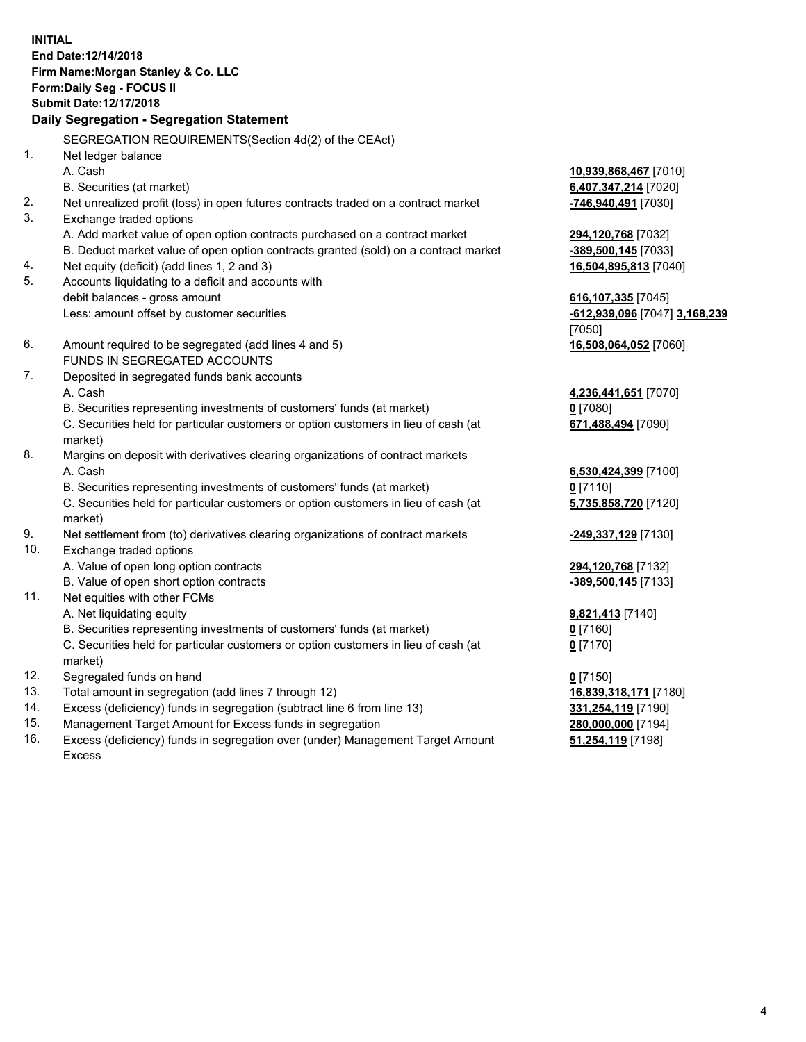**INITIAL**
**End Date:12/14/2018**
**Firm Name:Morgan Stanley & Co. LLC**
**Form:Daily Seg - FOCUS II**
**Submit Date:12/17/2018**

**Daily Segregation - Segregation Statement**

SEGREGATION REQUIREMENTS(Section 4d(2) of the CEAct)

| | | |
|---|---|---|
| 1. | Net ledger balance | |
| | A. Cash | **10,939,868,467** [7010] |
| | B. Securities (at market) | **6,407,347,214** [7020] |
| 2. | Net unrealized profit (loss) in open futures contracts traded on a contract market | **-746,940,491** [7030] |
| 3. | Exchange traded options | |
| | A. Add market value of open option contracts purchased on a contract market | **294,120,768** [7032] |
| | B. Deduct market value of open option contracts granted (sold) on a contract market | **-389,500,145** [7033] |
| 4. | Net equity (deficit) (add lines 1, 2 and 3) | **16,504,895,813** [7040] |
| 5. | Accounts liquidating to a deficit and accounts with debit balances - gross amount | **616,107,335** [7045] |
| | Less: amount offset by customer securities | **-612,939,096** [7047] **3,168,239** [7050] |
| 6. | Amount required to be segregated (add lines 4 and 5) | **16,508,064,052** [7060] |
| | FUNDS IN SEGREGATED ACCOUNTS | |
| 7. | Deposited in segregated funds bank accounts | |
| | A. Cash | **4,236,441,651** [7070] |
| | B. Securities representing investments of customers' funds (at market) | **0** [7080] |
| | C. Securities held for particular customers or option customers in lieu of cash (at market) | **671,488,494** [7090] |
| 8. | Margins on deposit with derivatives clearing organizations of contract markets | |
| | A. Cash | **6,530,424,399** [7100] |
| | B. Securities representing investments of customers' funds (at market) | **0** [7110] |
| | C. Securities held for particular customers or option customers in lieu of cash (at market) | **5,735,858,720** [7120] |
| 9. | Net settlement from (to) derivatives clearing organizations of contract markets | **-249,337,129** [7130] |
| 10. | Exchange traded options | |
| | A. Value of open long option contracts | **294,120,768** [7132] |
| | B. Value of open short option contracts | **-389,500,145** [7133] |
| 11. | Net equities with other FCMs | |
| | A. Net liquidating equity | **9,821,413** [7140] |
| | B. Securities representing investments of customers' funds (at market) | **0** [7160] |
| | C. Securities held for particular customers or option customers in lieu of cash (at market) | **0** [7170] |
| 12. | Segregated funds on hand | **0** [7150] |
| 13. | Total amount in segregation (add lines 7 through 12) | **16,839,318,171** [7180] |
| 14. | Excess (deficiency) funds in segregation (subtract line 6 from line 13) | **331,254,119** [7190] |
| 15. | Management Target Amount for Excess funds in segregation | **280,000,000** [7194] |
| 16. | Excess (deficiency) funds in segregation over (under) Management Target Amount Excess | **51,254,119** [7198] |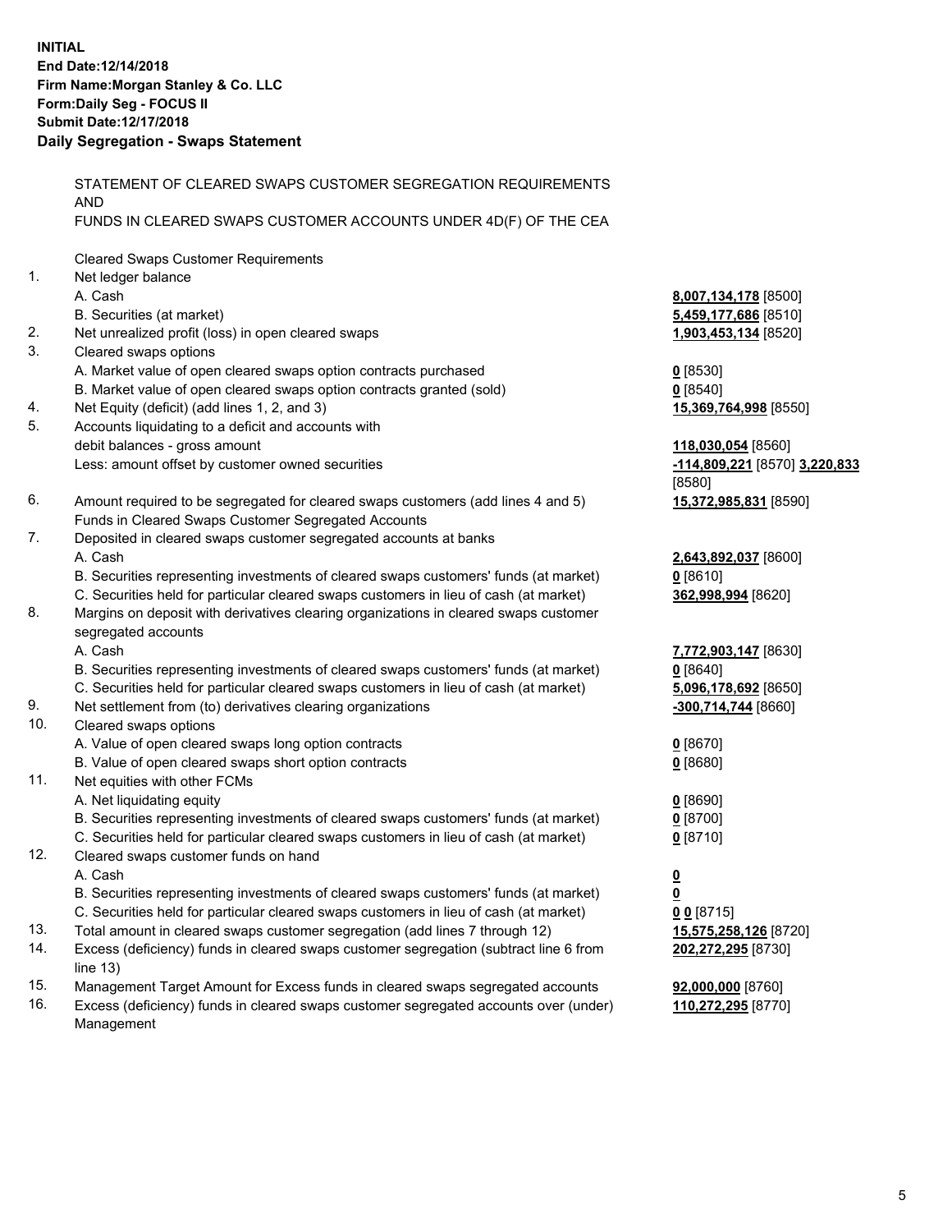**INITIAL**
**End Date:12/14/2018**
**Firm Name:Morgan Stanley & Co. LLC**
**Form:Daily Seg - FOCUS II**
**Submit Date:12/17/2018**
**Daily Segregation - Swaps Statement**

STATEMENT OF CLEARED SWAPS CUSTOMER SEGREGATION REQUIREMENTS AND FUNDS IN CLEARED SWAPS CUSTOMER ACCOUNTS UNDER 4D(F) OF THE CEA

| | | |
|---|---|---|
| | Cleared Swaps Customer Requirements | |
| 1. | Net ledger balance | |
| | A. Cash | **8,007,134,178** [8500] |
| | B. Securities (at market) | **5,459,177,686** [8510] |
| 2. | Net unrealized profit (loss) in open cleared swaps | **1,903,453,134** [8520] |
| 3. | Cleared swaps options | |
| | A. Market value of open cleared swaps option contracts purchased | **0** [8530] |
| | B. Market value of open cleared swaps option contracts granted (sold) | **0** [8540] |
| 4. | Net Equity (deficit) (add lines 1, 2, and 3) | **15,369,764,998** [8550] |
| 5. | Accounts liquidating to a deficit and accounts with debit balances - gross amount | **118,030,054** [8560] |
| | Less: amount offset by customer owned securities | **-114,809,221** [8570] **3,220,833** [8580] |
| 6. | Amount required to be segregated for cleared swaps customers (add lines 4 and 5) | **15,372,985,831** [8590] |
| | Funds in Cleared Swaps Customer Segregated Accounts | |
| 7. | Deposited in cleared swaps customer segregated accounts at banks | |
| | A. Cash | **2,643,892,037** [8600] |
| | B. Securities representing investments of cleared swaps customers' funds (at market) | **0** [8610] |
| | C. Securities held for particular cleared swaps customers in lieu of cash (at market) | **362,998,994** [8620] |
| 8. | Margins on deposit with derivatives clearing organizations in cleared swaps customer segregated accounts | |
| | A. Cash | **7,772,903,147** [8630] |
| | B. Securities representing investments of cleared swaps customers' funds (at market) | **0** [8640] |
| | C. Securities held for particular cleared swaps customers in lieu of cash (at market) | **5,096,178,692** [8650] |
| 9. | Net settlement from (to) derivatives clearing organizations | **-300,714,744** [8660] |
| 10. | Cleared swaps options | |
| | A. Value of open cleared swaps long option contracts | **0** [8670] |
| | B. Value of open cleared swaps short option contracts | **0** [8680] |
| 11. | Net equities with other FCMs | |
| | A. Net liquidating equity | **0** [8690] |
| | B. Securities representing investments of cleared swaps customers' funds (at market) | **0** [8700] |
| | C. Securities held for particular cleared swaps customers in lieu of cash (at market) | **0** [8710] |
| 12. | Cleared swaps customer funds on hand | |
| | A. Cash | **0** |
| | B. Securities representing investments of cleared swaps customers' funds (at market) | **0** |
| | C. Securities held for particular cleared swaps customers in lieu of cash (at market) | **0** **0** [8715] |
| 13. | Total amount in cleared swaps customer segregation (add lines 7 through 12) | **15,575,258,126** [8720] |
| 14. | Excess (deficiency) funds in cleared swaps customer segregation (subtract line 6 from line 13) | **202,272,295** [8730] |
| 15. | Management Target Amount for Excess funds in cleared swaps segregated accounts | **92,000,000** [8760] |
| 16. | Excess (deficiency) funds in cleared swaps customer segregated accounts over (under) Management | **110,272,295** [8770] |